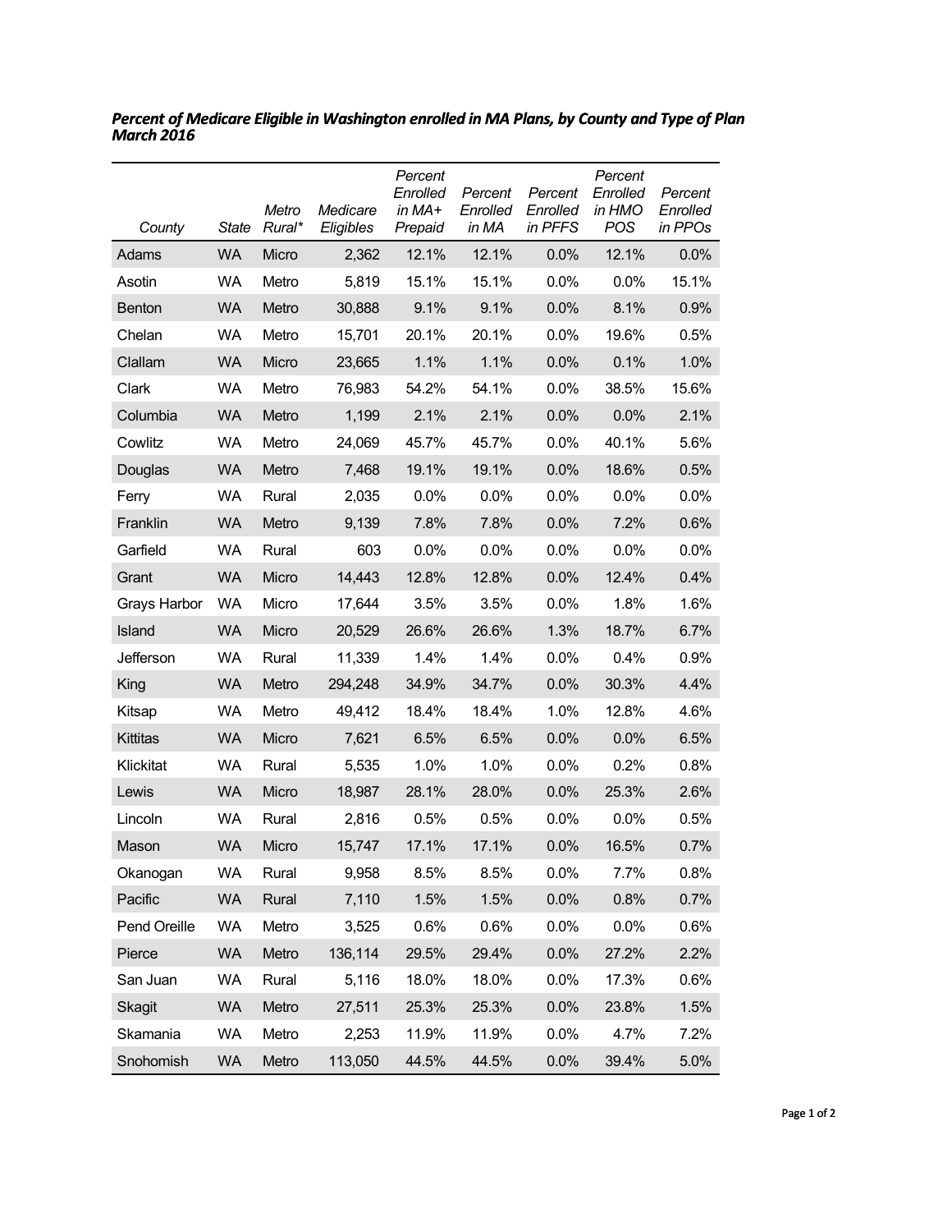***Percent of Medicare Eligible in Washington enrolled in MA Plans, by County and Type of Plan March 2016***

| *County* | *State* | *Metro Rural** | *Medicare Eligibles* | *Percent Enrolled in MA+ Prepaid* | *Percent Enrolled in MA* | *Percent Enrolled in PFFS* | *Percent Enrolled in HMO POS* | *Percent Enrolled in PPOs* |
|---|---|---|---|---|---|---|---|---|
| Adams | WA | Micro | 2,362 | 12.1% | 12.1% | 0.0% | 12.1% | 0.0% |
| Asotin | WA | Metro | 5,819 | 15.1% | 15.1% | 0.0% | 0.0% | 15.1% |
| Benton | WA | Metro | 30,888 | 9.1% | 9.1% | 0.0% | 8.1% | 0.9% |
| Chelan | WA | Metro | 15,701 | 20.1% | 20.1% | 0.0% | 19.6% | 0.5% |
| Clallam | WA | Micro | 23,665 | 1.1% | 1.1% | 0.0% | 0.1% | 1.0% |
| Clark | WA | Metro | 76,983 | 54.2% | 54.1% | 0.0% | 38.5% | 15.6% |
| Columbia | WA | Metro | 1,199 | 2.1% | 2.1% | 0.0% | 0.0% | 2.1% |
| Cowlitz | WA | Metro | 24,069 | 45.7% | 45.7% | 0.0% | 40.1% | 5.6% |
| Douglas | WA | Metro | 7,468 | 19.1% | 19.1% | 0.0% | 18.6% | 0.5% |
| Ferry | WA | Rural | 2,035 | 0.0% | 0.0% | 0.0% | 0.0% | 0.0% |
| Franklin | WA | Metro | 9,139 | 7.8% | 7.8% | 0.0% | 7.2% | 0.6% |
| Garfield | WA | Rural | 603 | 0.0% | 0.0% | 0.0% | 0.0% | 0.0% |
| Grant | WA | Micro | 14,443 | 12.8% | 12.8% | 0.0% | 12.4% | 0.4% |
| Grays Harbor | WA | Micro | 17,644 | 3.5% | 3.5% | 0.0% | 1.8% | 1.6% |
| Island | WA | Micro | 20,529 | 26.6% | 26.6% | 1.3% | 18.7% | 6.7% |
| Jefferson | WA | Rural | 11,339 | 1.4% | 1.4% | 0.0% | 0.4% | 0.9% |
| King | WA | Metro | 294,248 | 34.9% | 34.7% | 0.0% | 30.3% | 4.4% |
| Kitsap | WA | Metro | 49,412 | 18.4% | 18.4% | 1.0% | 12.8% | 4.6% |
| Kittitas | WA | Micro | 7,621 | 6.5% | 6.5% | 0.0% | 0.0% | 6.5% |
| Klickitat | WA | Rural | 5,535 | 1.0% | 1.0% | 0.0% | 0.2% | 0.8% |
| Lewis | WA | Micro | 18,987 | 28.1% | 28.0% | 0.0% | 25.3% | 2.6% |
| Lincoln | WA | Rural | 2,816 | 0.5% | 0.5% | 0.0% | 0.0% | 0.5% |
| Mason | WA | Micro | 15,747 | 17.1% | 17.1% | 0.0% | 16.5% | 0.7% |
| Okanogan | WA | Rural | 9,958 | 8.5% | 8.5% | 0.0% | 7.7% | 0.8% |
| Pacific | WA | Rural | 7,110 | 1.5% | 1.5% | 0.0% | 0.8% | 0.7% |
| Pend Oreille | WA | Metro | 3,525 | 0.6% | 0.6% | 0.0% | 0.0% | 0.6% |
| Pierce | WA | Metro | 136,114 | 29.5% | 29.4% | 0.0% | 27.2% | 2.2% |
| San Juan | WA | Rural | 5,116 | 18.0% | 18.0% | 0.0% | 17.3% | 0.6% |
| Skagit | WA | Metro | 27,511 | 25.3% | 25.3% | 0.0% | 23.8% | 1.5% |
| Skamania | WA | Metro | 2,253 | 11.9% | 11.9% | 0.0% | 4.7% | 7.2% |
| Snohomish | WA | Metro | 113,050 | 44.5% | 44.5% | 0.0% | 39.4% | 5.0% |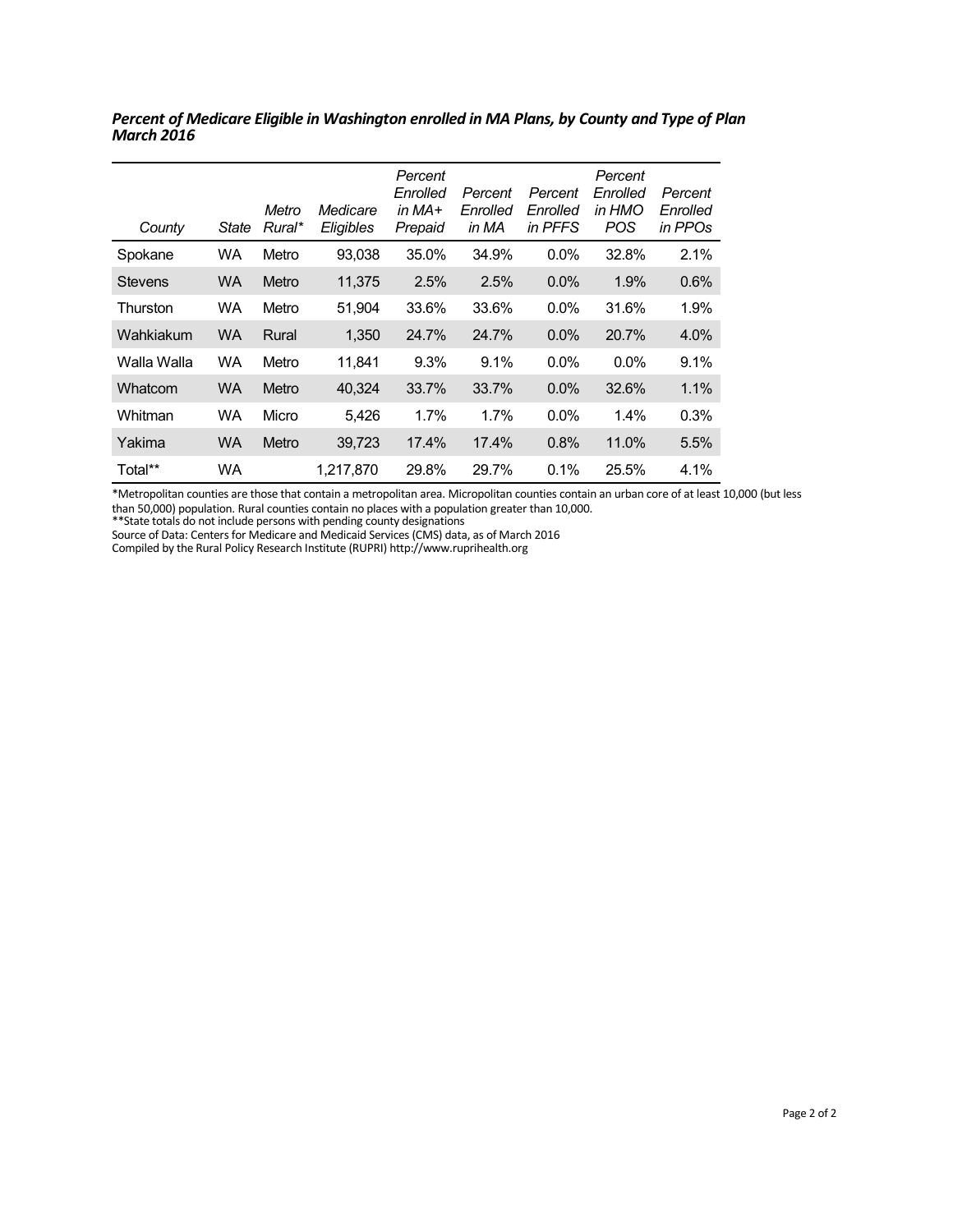***Percent of Medicare Eligible in Washington enrolled in MA Plans, by County and Type of Plan March 2016***

| *County* | *State* | *Metro Rural** | *Medicare Eligibles* | *Percent Enrolled in MA+ Prepaid* | *Percent Enrolled in MA* | *Percent Enrolled in PFFS* | *Percent Enrolled in HMO POS* | *Percent Enrolled in PPOs* |
|---|---|---|---|---|---|---|---|---|
| Spokane | WA | Metro | 93,038 | 35.0% | 34.9% | 0.0% | 32.8% | 2.1% |
| Stevens | WA | Metro | 11,375 | 2.5% | 2.5% | 0.0% | 1.9% | 0.6% |
| Thurston | WA | Metro | 51,904 | 33.6% | 33.6% | 0.0% | 31.6% | 1.9% |
| Wahkiakum | WA | Rural | 1,350 | 24.7% | 24.7% | 0.0% | 20.7% | 4.0% |
| Walla Walla | WA | Metro | 11,841 | 9.3% | 9.1% | 0.0% | 0.0% | 9.1% |
| Whatcom | WA | Metro | 40,324 | 33.7% | 33.7% | 0.0% | 32.6% | 1.1% |
| Whitman | WA | Micro | 5,426 | 1.7% | 1.7% | 0.0% | 1.4% | 0.3% |
| Yakima | WA | Metro | 39,723 | 17.4% | 17.4% | 0.8% | 11.0% | 5.5% |
| Total** | WA | | 1,217,870 | 29.8% | 29.7% | 0.1% | 25.5% | 4.1% |

*Metropolitan counties are those that contain a metropolitan area. Micropolitan counties contain an urban core of at least 10,000 (but less than 50,000) population. Rural counties contain no places with a population greater than 10,000.
**State totals do not include persons with pending county designations
Source of Data: Centers for Medicare and Medicaid Services (CMS) data, as of March 2016
Compiled by the Rural Policy Research Institute (RUPRI) http://www.ruprihealth.org